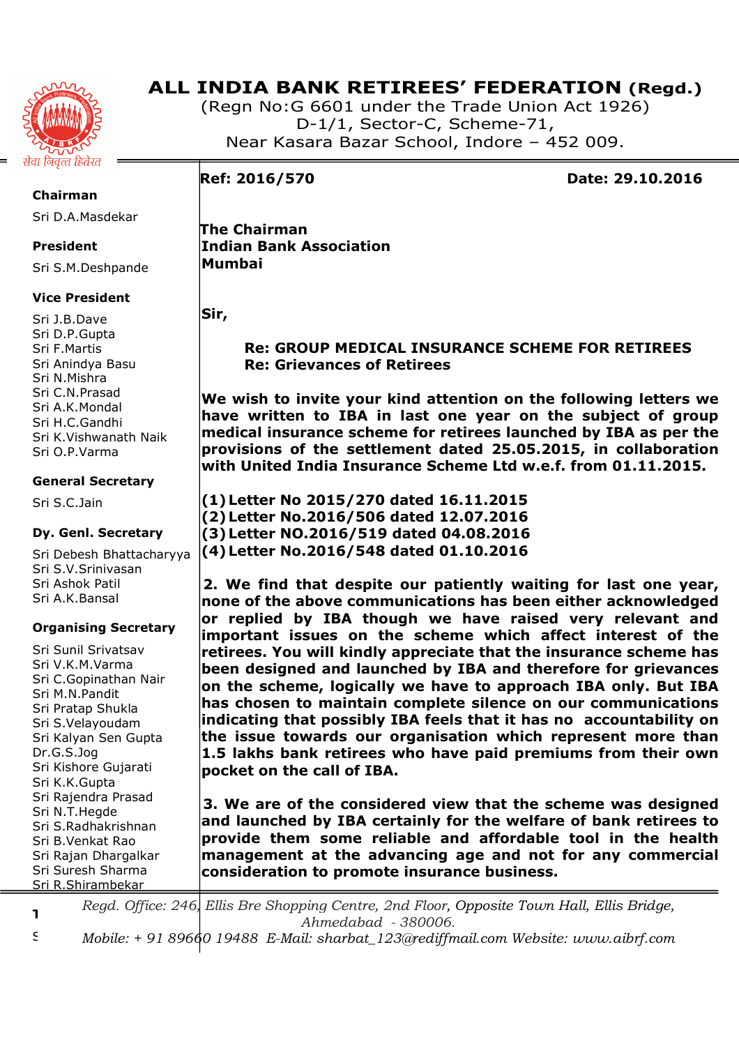# ALL INDIA BANK RETIREES' FEDERATION (Regd.)

(Regn No:G 6601 under the Trade Union Act 1926)
D-1/1, Sector-C, Scheme-71,
Near Kasara Bazar School, Indore – 452 009.

सेवा निवृत्त हितेरत

**Chairman**
Sri D.A.Masdekar

**President**
Sri S.M.Deshpande

**Vice President**
Sri J.B.Dave
Sri D.P.Gupta
Sri F.Martis
Sri Anindya Basu
Sri N.Mishra
Sri C.N.Prasad
Sri A.K.Mondal
Sri H.C.Gandhi
Sri K.Vishwanath Naik
Sri O.P.Varma

**General Secretary**
Sri S.C.Jain

**Dy. Genl. Secretary**
Sri Debesh Bhattacharyya
Sri S.V.Srinivasan
Sri Ashok Patil
Sri A.K.Bansal

**Organising Secretary**
Sri Sunil Srivatsav
Sri V.K.M.Varma
Sri C.Gopinathan Nair
Sri M.N.Pandit
Sri Pratap Shukla
Sri S.Velayoudam
Sri Kalyan Sen Gupta
Dr.G.S.Jog
Sri Kishore Gujarati
Sri K.K.Gupta
Sri Rajendra Prasad
Sri N.T.Hegde
Sri S.Radhakrishnan
Sri B.Venkat Rao
Sri Rajan Dhargalkar
Sri Suresh Sharma
Sri R.Shirambekar

**Ref: 2016/570** **Date: 29.10.2016**

**The Chairman**
**Indian Bank Association**
**Mumbai**

**Sir,**

**Re: GROUP MEDICAL INSURANCE SCHEME FOR RETIREES**
**Re: Grievances of Retirees**

**We wish to invite your kind attention on the following letters we have written to IBA in last one year on the subject of group medical insurance scheme for retirees launched by IBA as per the provisions of the settlement dated 25.05.2015, in collaboration with United India Insurance Scheme Ltd w.e.f. from 01.11.2015.**

**(1) Letter No 2015/270 dated 16.11.2015**
**(2) Letter No.2016/506 dated 12.07.2016**
**(3) Letter NO.2016/519 dated 04.08.2016**
**(4) Letter No.2016/548 dated 01.10.2016**

**2. We find that despite our patiently waiting for last one year, none of the above communications has been either acknowledged or replied by IBA though we have raised very relevant and important issues on the scheme which affect interest of the retirees. You will kindly appreciate that the insurance scheme has been designed and launched by IBA and therefore for grievances on the scheme, logically we have to approach IBA only. But IBA has chosen to maintain complete silence on our communications indicating that possibly IBA feels that it has no accountability on the issue towards our organisation which represent more than 1.5 lakhs bank retirees who have paid premiums from their own pocket on the call of IBA.**

**3. We are of the considered view that the scheme was designed and launched by IBA certainly for the welfare of bank retirees to provide them some reliable and affordable tool in the health management at the advancing age and not for any commercial consideration to promote insurance business.**

*Regd. Office: 246, Ellis Bre Shopping Centre, 2nd Floor, Opposite Town Hall, Ellis Bridge, Ahmedabad - 380006.*
*Mobile: + 91 89660 19488 E-Mail: sharbat_123@rediffmail.com Website: www.aibrf.com*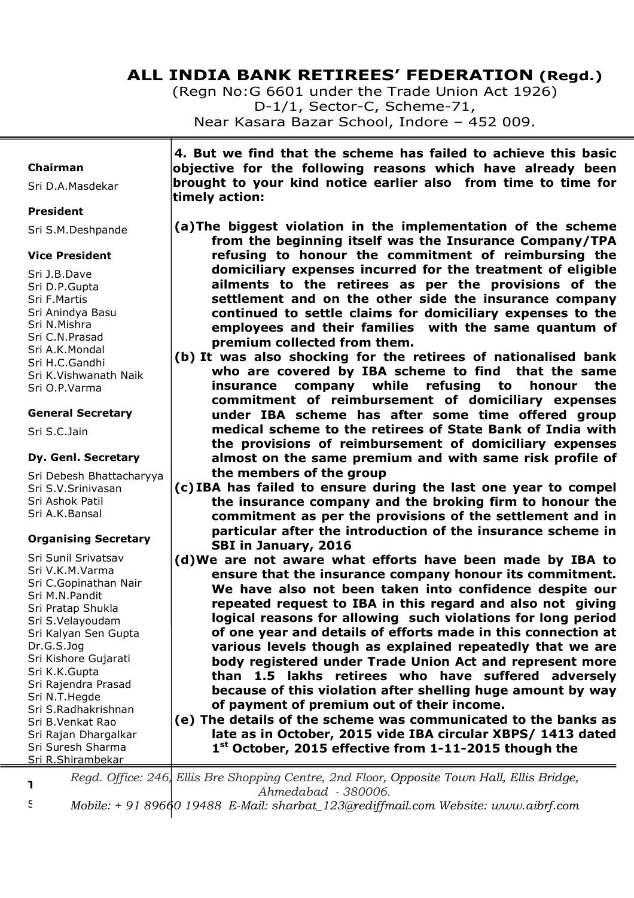# ALL INDIA BANK RETIREES' FEDERATION (Regd.)

(Regn No:G 6601 under the Trade Union Act 1926)
D-1/1, Sector-C, Scheme-71,
Near Kasara Bazar School, Indore – 452 009.

**Chairman**
Sri D.A.Masdekar

**President**
Sri S.M.Deshpande

**Vice President**
Sri J.B.Dave
Sri D.P.Gupta
Sri F.Martis
Sri Anindya Basu
Sri N.Mishra
Sri C.N.Prasad
Sri A.K.Mondal
Sri H.C.Gandhi
Sri K.Vishwanath Naik
Sri O.P.Varma

**General Secretary**
Sri S.C.Jain

**Dy. Genl. Secretary**
Sri Debesh Bhattacharyya
Sri S.V.Srinivasan
Sri Ashok Patil
Sri A.K.Bansal

**Organising Secretary**
Sri Sunil Srivatsav
Sri V.K.M.Varma
Sri C.Gopinathan Nair
Sri M.N.Pandit
Sri Pratap Shukla
Sri S.Velayoudam
Sri Kalyan Sen Gupta
Dr.G.S.Jog
Sri Kishore Gujarati
Sri K.K.Gupta
Sri Rajendra Prasad
Sri N.T.Hegde
Sri S.Radhakrishnan
Sri B.Venkat Rao
Sri Rajan Dhargalkar
Sri Suresh Sharma
Sri R.Shirambekar

**4. But we find that the scheme has failed to achieve this basic objective for the following reasons which have already been brought to your kind notice earlier also from time to time for timely action:**

**(a) The biggest violation in the implementation of the scheme from the beginning itself was the Insurance Company/TPA refusing to honour the commitment of reimbursing the domiciliary expenses incurred for the treatment of eligible ailments to the retirees as per the provisions of the settlement and on the other side the insurance company continued to settle claims for domiciliary expenses to the employees and their families with the same quantum of premium collected from them.**

**(b) It was also shocking for the retirees of nationalised bank who are covered by IBA scheme to find that the same insurance company while refusing to honour the commitment of reimbursement of domiciliary expenses under IBA scheme has after some time offered group medical scheme to the retirees of State Bank of India with the provisions of reimbursement of domiciliary expenses almost on the same premium and with same risk profile of the members of the group**

**(c) IBA has failed to ensure during the last one year to compel the insurance company and the broking firm to honour the commitment as per the provisions of the settlement and in particular after the introduction of the insurance scheme in SBI in January, 2016**

**(d) We are not aware what efforts have been made by IBA to ensure that the insurance company honour its commitment. We have also not been taken into confidence despite our repeated request to IBA in this regard and also not giving logical reasons for allowing such violations for long period of one year and details of efforts made in this connection at various levels though as explained repeatedly that we are body registered under Trade Union Act and represent more than 1.5 lakhs retirees who have suffered adversely because of this violation after shelling huge amount by way of payment of premium out of their income.**

**(e) The details of the scheme was communicated to the banks as late as in October, 2015 vide IBA circular XBPS/ 1413 dated 1st October, 2015 effective from 1-11-2015 though the**

*Regd. Office: 246, Ellis Bre Shopping Centre, 2nd Floor, Opposite Town Hall, Ellis Bridge, Ahmedabad - 380006.*
*Mobile: + 91 89660 19488 E-Mail: sharbat_123@rediffmail.com Website: www.aibrf.com*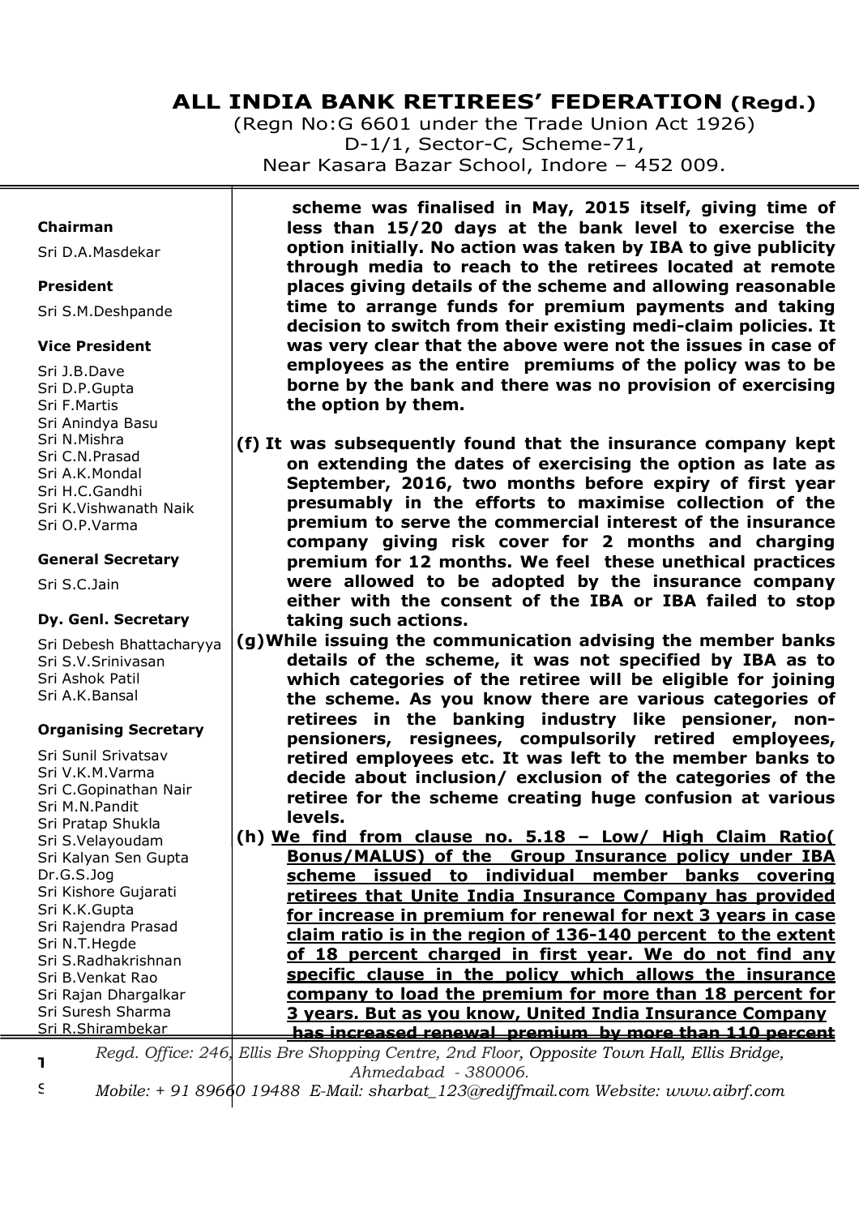scheme was finalised in May, 2015 itself, giving time of less than 15/20 days at the bank level to exercise the option initially. No action was taken by IBA to give publicity through media to reach to the retirees located at remote places giving details of the scheme and allowing reasonable time to arrange funds for premium payments and taking decision to switch from their existing medi-claim policies. It was very clear that the above were not the issues in case of employees as the entire premiums of the policy was to be borne by the bank and there was no provision of exercising the option by them.**

**(f) It was subsequently found that the insurance company kept on extending the dates of exercising the option as late as September, 2016, two months before expiry of first year presumably in the efforts to maximise collection of the premium to serve the commercial interest of the insurance company giving risk cover for 2 months and charging premium for 12 months. We feel these unethical practices were allowed to be adopted by the insurance company either with the consent of the IBA or IBA failed to stop taking such actions.**

**(g) While issuing the communication advising the member banks details of the scheme, it was not specified by IBA as to which categories of the retiree will be eligible for joining the scheme. As you know there are various categories of retirees in the banking industry like pensioner, non-pensioners, resignees, compulsorily retired employees, retired employees etc. It was left to the member banks to decide about inclusion/ exclusion of the categories of the retiree for the scheme creating huge confusion at various levels.**

**(h) <u>We find from clause no. 5.18 – Low/ High Claim Ratio( Bonus/MALUS) of the Group Insurance policy under IBA scheme issued to individual member banks covering retirees that Unite India Insurance Company has provided for increase in premium for renewal for next 3 years in case claim ratio is in the region of 136-140 percent to the extent of 18 percent charged in first year. We do not find any specific clause in the policy which allows the insurance company to load the premium for more than 18 percent for 3 years. But as you know, United India Insurance Company has increased renewal premium by more than 110 percent</u>**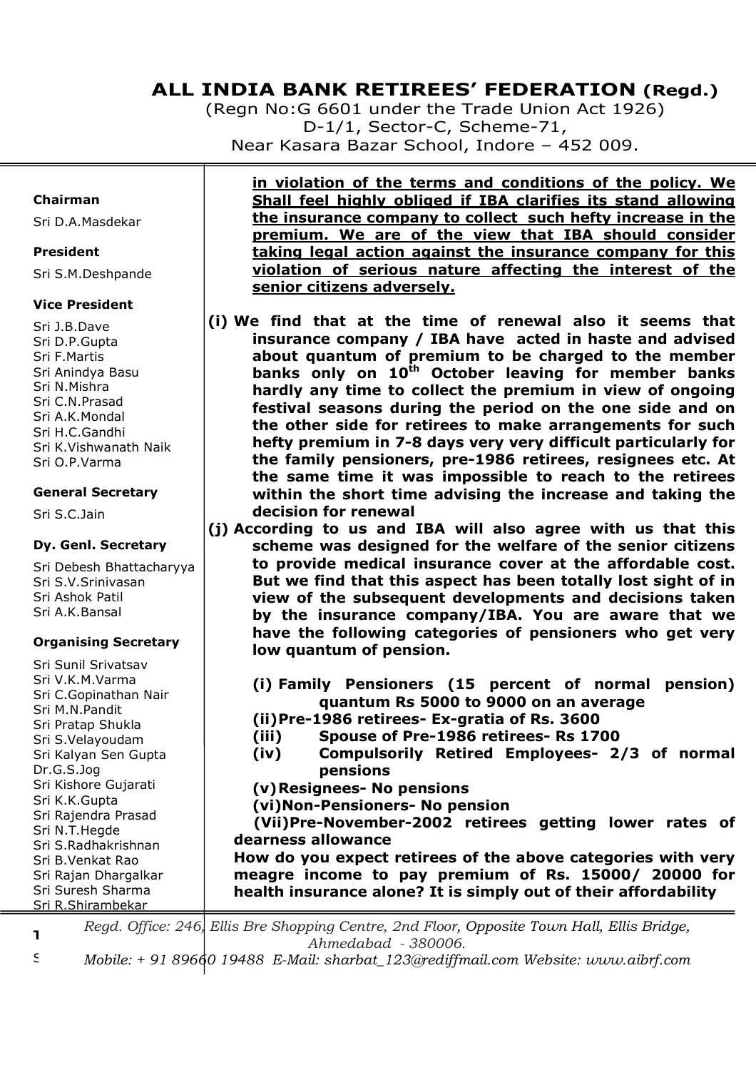**in violation of the terms and conditions of the policy. We Shall feel highly obliged if IBA clarifies its stand allowing the insurance company to collect such hefty increase in the premium. We are of the view that IBA should consider taking legal action against the insurance company for this violation of serious nature affecting the interest of the senior citizens adversely.**

**(i) We find that at the time of renewal also it seems that insurance company / IBA have acted in haste and advised about quantum of premium to be charged to the member banks only on 10th October leaving for member banks hardly any time to collect the premium in view of ongoing festival seasons during the period on the one side and on the other side for retirees to make arrangements for such hefty premium in 7-8 days very very difficult particularly for the family pensioners, pre-1986 retirees, resignees etc. At the same time it was impossible to reach to the retirees within the short time advising the increase and taking the decision for renewal**

**(j) According to us and IBA will also agree with us that this scheme was designed for the welfare of the senior citizens to provide medical insurance cover at the affordable cost. But we find that this aspect has been totally lost sight of in view of the subsequent developments and decisions taken by the insurance company/IBA. You are aware that we have the following categories of pensioners who get very low quantum of pension.**

**(i) Family Pensioners (15 percent of normal pension) quantum Rs 5000 to 9000 on an average**
**(ii) Pre-1986 retirees- Ex-gratia of Rs. 3600**
**(iii) Spouse of Pre-1986 retirees- Rs 1700**
**(iv) Compulsorily Retired Employees- 2/3 of normal pensions**
**(v) Resignees- No pensions**
**(vi) Non-Pensioners- No pension**
**(Vii) Pre-November-2002 retirees getting lower rates of dearness allowance**

**How do you expect retirees of the above categories with very meagre income to pay premium of Rs. 15000/ 20000 for health insurance alone? It is simply out of their affordability**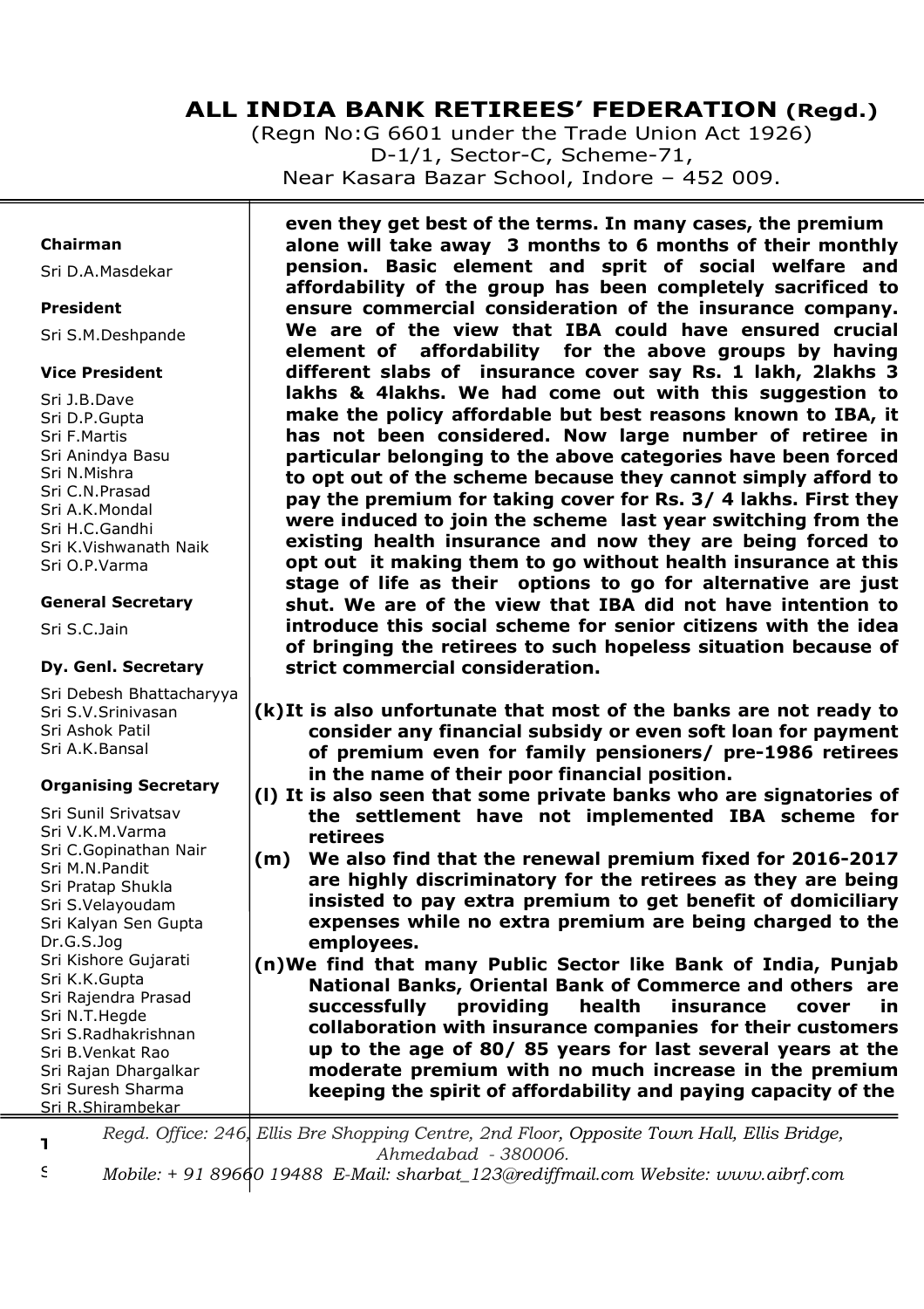# ALL INDIA BANK RETIREES' FEDERATION (Regd.)

(Regn No:G 6601 under the Trade Union Act 1926)
D-1/1, Sector-C, Scheme-71,
Near Kasara Bazar School, Indore – 452 009.

**Chairman**
Sri D.A.Masdekar

**President**
Sri S.M.Deshpande

**Vice President**
Sri J.B.Dave
Sri D.P.Gupta
Sri F.Martis
Sri Anindya Basu
Sri N.Mishra
Sri C.N.Prasad
Sri A.K.Mondal
Sri H.C.Gandhi
Sri K.Vishwanath Naik
Sri O.P.Varma

**General Secretary**
Sri S.C.Jain

**Dy. Genl. Secretary**
Sri Debesh Bhattacharyya
Sri S.V.Srinivasan
Sri Ashok Patil
Sri A.K.Bansal

**Organising Secretary**
Sri Sunil Srivatsav
Sri V.K.M.Varma
Sri C.Gopinathan Nair
Sri M.N.Pandit
Sri Pratap Shukla
Sri S.Velayoudam
Sri Kalyan Sen Gupta
Dr.G.S.Jog
Sri Kishore Gujarati
Sri K.K.Gupta
Sri Rajendra Prasad
Sri N.T.Hegde
Sri S.Radhakrishnan
Sri B.Venkat Rao
Sri Rajan Dhargalkar
Sri Suresh Sharma
Sri R.Shirambekar

**even they get best of the terms. In many cases, the premium alone will take away 3 months to 6 months of their monthly pension. Basic element and sprit of social welfare and affordability of the group has been completely sacrificed to ensure commercial consideration of the insurance company. We are of the view that IBA could have ensured crucial element of affordability for the above groups by having different slabs of insurance cover say Rs. 1 lakh, 2lakhs 3 lakhs & 4lakhs. We had come out with this suggestion to make the policy affordable but best reasons known to IBA, it has not been considered. Now large number of retiree in particular belonging to the above categories have been forced to opt out of the scheme because they cannot simply afford to pay the premium for taking cover for Rs. 3/ 4 lakhs. First they were induced to join the scheme last year switching from the existing health insurance and now they are being forced to opt out it making them to go without health insurance at this stage of life as their options to go for alternative are just shut. We are of the view that IBA did not have intention to introduce this social scheme for senior citizens with the idea of bringing the retirees to such hopeless situation because of strict commercial consideration.**

**(k) It is also unfortunate that most of the banks are not ready to consider any financial subsidy or even soft loan for payment of premium even for family pensioners/ pre-1986 retirees in the name of their poor financial position.**

**(l) It is also seen that some private banks who are signatories of the settlement have not implemented IBA scheme for retirees**

**(m) We also find that the renewal premium fixed for 2016-2017 are highly discriminatory for the retirees as they are being insisted to pay extra premium to get benefit of domiciliary expenses while no extra premium are being charged to the employees.**

**(n) We find that many Public Sector like Bank of India, Punjab National Banks, Oriental Bank of Commerce and others are successfully providing health insurance cover in collaboration with insurance companies for their customers up to the age of 80/ 85 years for last several years at the moderate premium with no much increase in the premium keeping the spirit of affordability and paying capacity of the**

*Regd. Office: 246, Ellis Bre Shopping Centre, 2nd Floor, Opposite Town Hall, Ellis Bridge, Ahmedabad - 380006.*
*Mobile: + 91 89660 19488 E-Mail: sharbat_123@rediffmail.com Website: www.aibrf.com*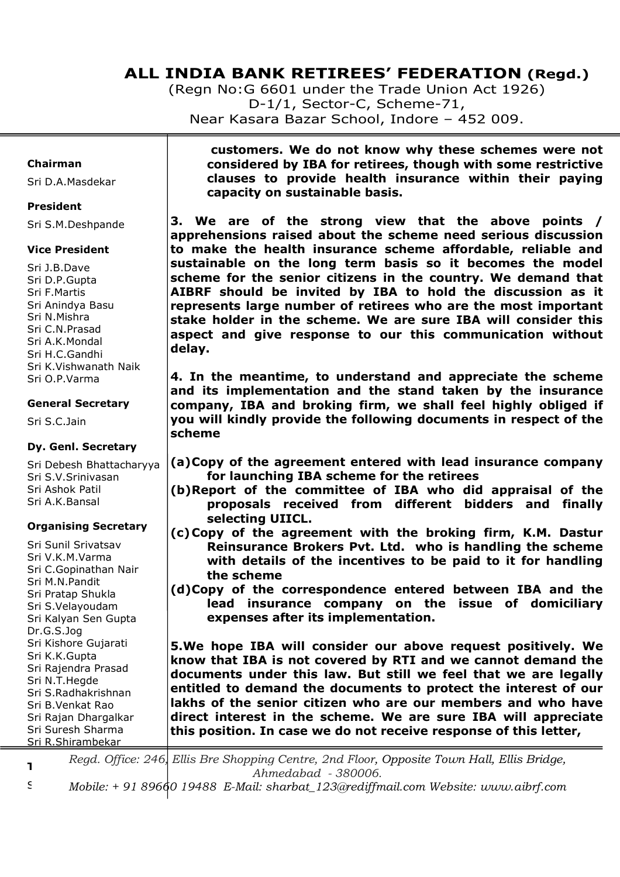customers. We do not know why these schemes were not considered by IBA for retirees, though with some restrictive clauses to provide health insurance within their paying capacity on sustainable basis.

**3. We are of the strong view that the above points / apprehensions raised about the scheme need serious discussion to make the health insurance scheme affordable, reliable and sustainable on the long term basis so it becomes the model scheme for the senior citizens in the country. We demand that AIBRF should be invited by IBA to hold the discussion as it represents large number of retirees who are the most important stake holder in the scheme. We are sure IBA will consider this aspect and give response to our this communication without delay.**

**4. In the meantime, to understand and appreciate the scheme and its implementation and the stand taken by the insurance company, IBA and broking firm, we shall feel highly obliged if you will kindly provide the following documents in respect of the scheme**

**(a) Copy of the agreement entered with lead insurance company for launching IBA scheme for the retirees**

**(b) Report of the committee of IBA who did appraisal of the proposals received from different bidders and finally selecting UIICL.**

**(c) Copy of the agreement with the broking firm, K.M. Dastur Reinsurance Brokers Pvt. Ltd. who is handling the scheme with details of the incentives to be paid to it for handling the scheme**

**(d) Copy of the correspondence entered between IBA and the lead insurance company on the issue of domiciliary expenses after its implementation.**

**5. We hope IBA will consider our above request positively. We know that IBA is not covered by RTI and we cannot demand the documents under this law. But still we feel that we are legally entitled to demand the documents to protect the interest of our lakhs of the senior citizen who are our members and who have direct interest in the scheme. We are sure IBA will appreciate this position. In case we do not receive response of this letter,**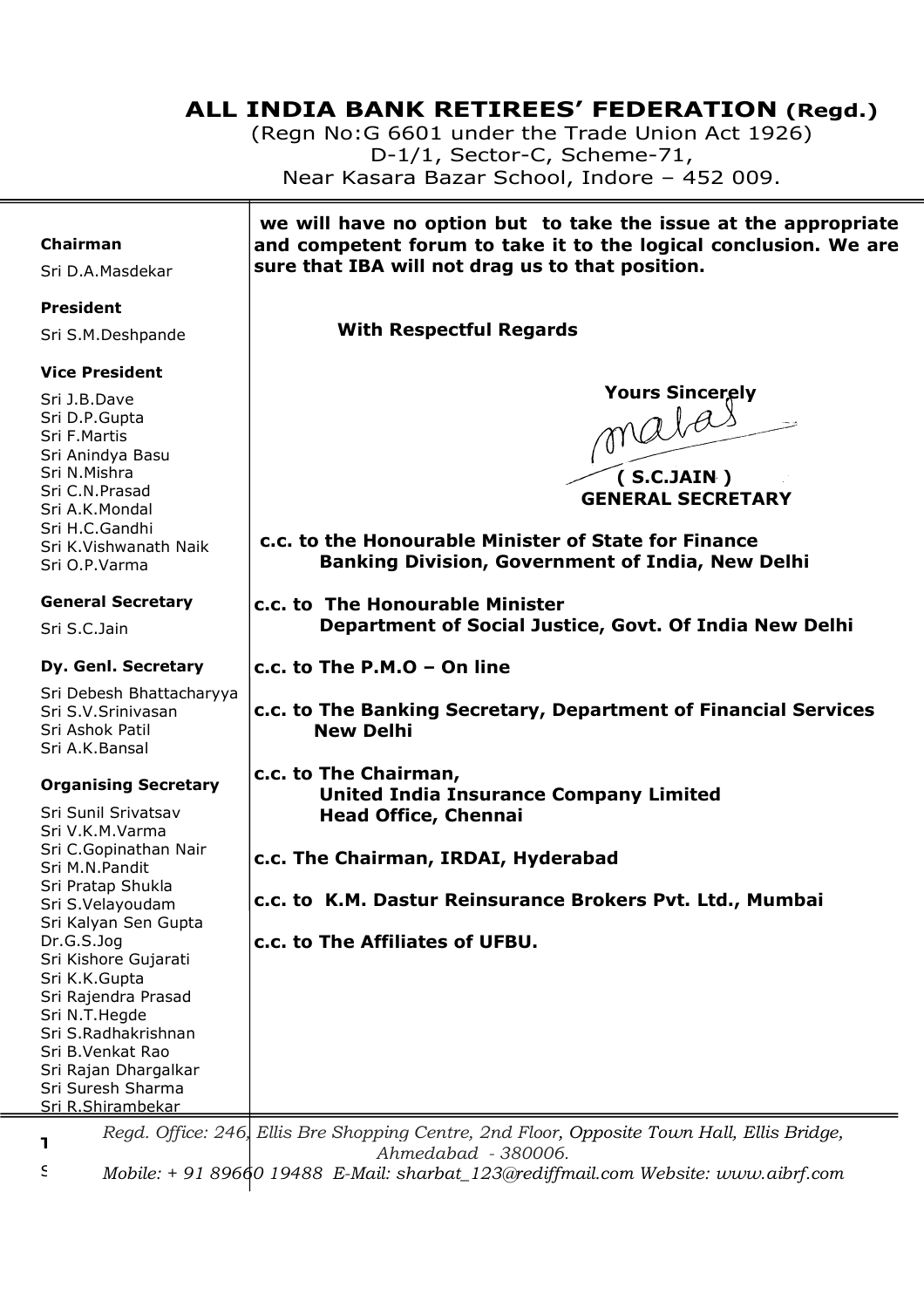# ALL INDIA BANK RETIREES' FEDERATION (Regd.)

(Regn No:G 6601 under the Trade Union Act 1926)
D-1/1, Sector-C, Scheme-71,
Near Kasara Bazar School, Indore – 452 009.

**Chairman**
Sri D.A.Masdekar

**President**
Sri S.M.Deshpande

**Vice President**
Sri J.B.Dave
Sri D.P.Gupta
Sri F.Martis
Sri Anindya Basu
Sri N.Mishra
Sri C.N.Prasad
Sri A.K.Mondal
Sri H.C.Gandhi
Sri K.Vishwanath Naik
Sri O.P.Varma

**General Secretary**
Sri S.C.Jain

**Dy. Genl. Secretary**
Sri Debesh Bhattacharyya
Sri S.V.Srinivasan
Sri Ashok Patil
Sri A.K.Bansal

**Organising Secretary**
Sri Sunil Srivatsav
Sri V.K.M.Varma
Sri C.Gopinathan Nair
Sri M.N.Pandit
Sri Pratap Shukla
Sri S.Velayoudam
Sri Kalyan Sen Gupta
Dr.G.S.Jog
Sri Kishore Gujarati
Sri K.K.Gupta
Sri Rajendra Prasad
Sri N.T.Hegde
Sri S.Radhakrishnan
Sri B.Venkat Rao
Sri Rajan Dhargalkar
Sri Suresh Sharma
Sri R.Shirambekar

**we will have no option but to take the issue at the appropriate and competent forum to take it to the logical conclusion. We are sure that IBA will not drag us to that position.**

**With Respectful Regards**

**Yours Sincerely**

**( S.C.JAIN )**
**GENERAL SECRETARY**

**c.c. to the Honourable Minister of State for Finance**
**Banking Division, Government of India, New Delhi**

**c.c. to The Honourable Minister**
**Department of Social Justice, Govt. Of India New Delhi**

**c.c. to The P.M.O – On line**

**c.c. to The Banking Secretary, Department of Financial Services**
**New Delhi**

**c.c. to The Chairman,**
**United India Insurance Company Limited**
**Head Office, Chennai**

**c.c. The Chairman, IRDAI, Hyderabad**

**c.c. to K.M. Dastur Reinsurance Brokers Pvt. Ltd., Mumbai**

**c.c. to The Affiliates of UFBU.**

*Regd. Office: 246, Ellis Bre Shopping Centre, 2nd Floor, Opposite Town Hall, Ellis Bridge, Ahmedabad - 380006.*
*Mobile: + 91 89660 19488 E-Mail: sharbat_123@rediffmail.com Website: www.aibrf.com*